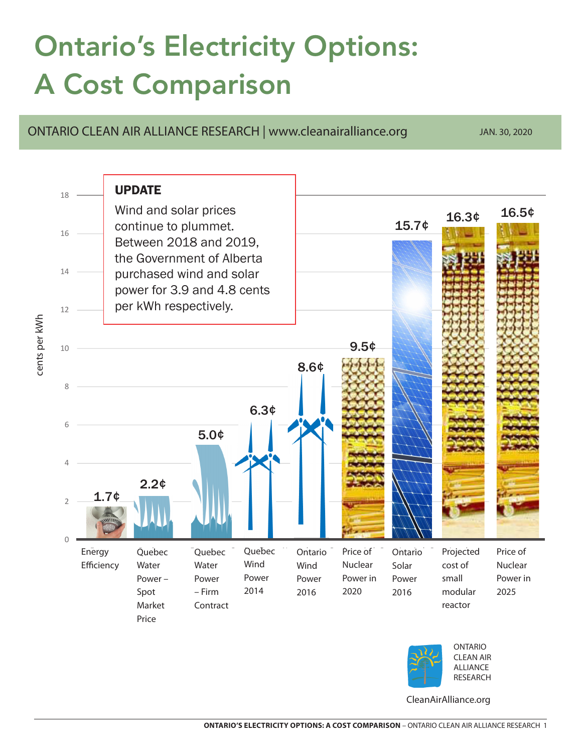# Ontario's Electricity Options: A Cost Comparison

ONTARIO CLEAN AIR ALLIANCE RESEARCH | www.cleanairalliance.org

JAN. 30, 2020

**UPDATE**

Wind and solar prices continue to plummet. Between 2018 and 2019, the Government of Alberta purchased wind and solar power for 3.9 and 4.8 cents per kWh respectively.

| Option | cents per kWh |
| --- | --- |
| Energy Efficiency | 1.7¢ |
| Quebec Water Power – Spot Market Price | 2.2¢ |
| Quebec Water Power – Firm Contract | 5.0¢ |
| Quebec Wind Power 2014 | 6.3¢ |
| Ontario Wind Power 2016 | 8.6¢ |
| Price of Nuclear Power in 2020 | 9.5¢ |
| Ontario Solar Power 2016 | 15.7¢ |
| Projected cost of small modular reactor | 16.3¢ |
| Price of Nuclear Power in 2025 | 16.5¢ |

ONTARIO CLEAN AIR ALLIANCE RESEARCH

CleanAirAlliance.org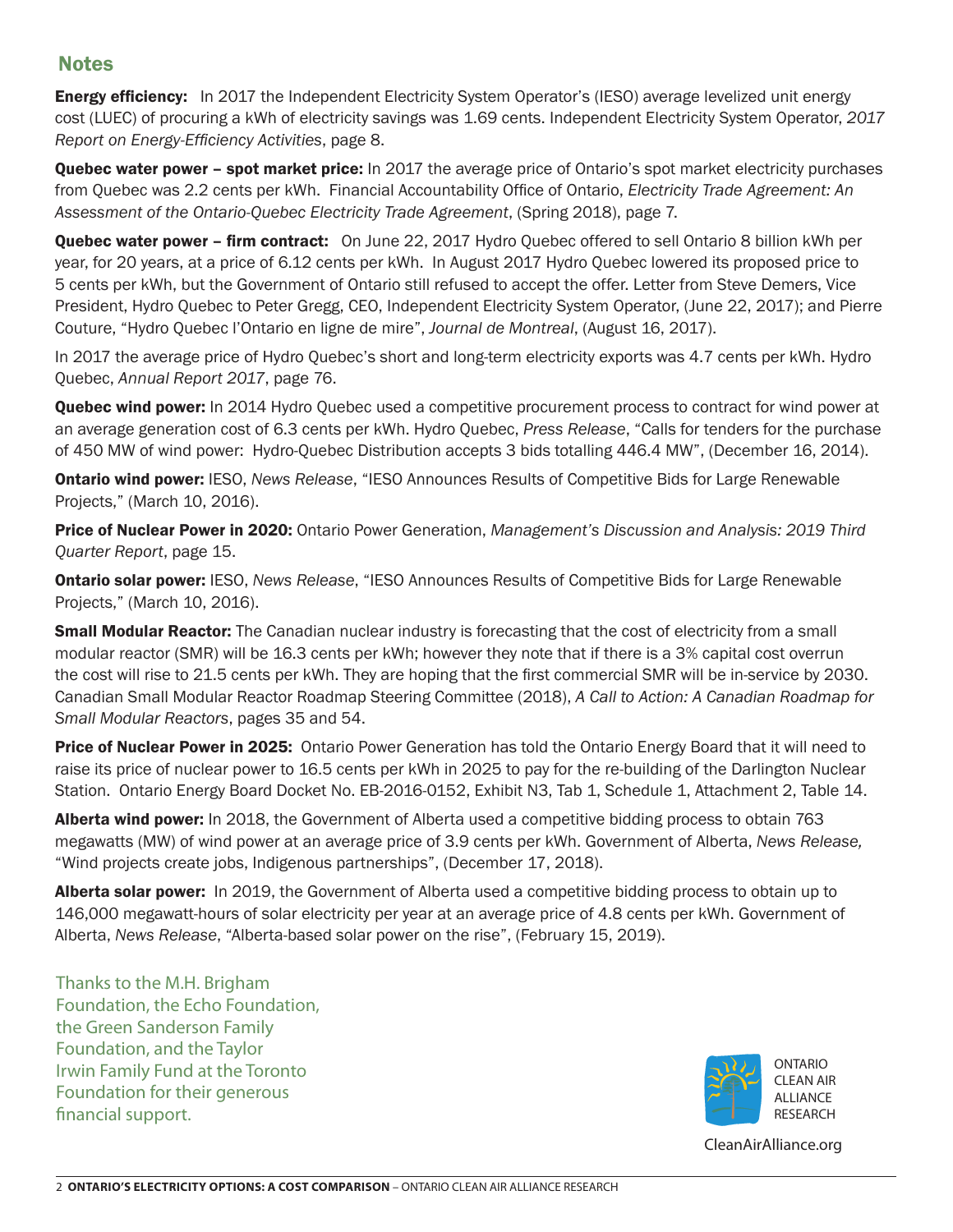## Notes

**Energy efficiency:** In 2017 the Independent Electricity System Operator's (IESO) average levelized unit energy cost (LUEC) of procuring a kWh of electricity savings was 1.69 cents. Independent Electricity System Operator, *2017 Report on Energy-Efficiency Activities*, page 8.

**Quebec water power – spot market price:** In 2017 the average price of Ontario's spot market electricity purchases from Quebec was 2.2 cents per kWh. Financial Accountability Office of Ontario, *Electricity Trade Agreement: An Assessment of the Ontario-Quebec Electricity Trade Agreement*, (Spring 2018), page 7.

**Quebec water power – firm contract:** On June 22, 2017 Hydro Quebec offered to sell Ontario 8 billion kWh per year, for 20 years, at a price of 6.12 cents per kWh. In August 2017 Hydro Quebec lowered its proposed price to 5 cents per kWh, but the Government of Ontario still refused to accept the offer. Letter from Steve Demers, Vice President, Hydro Quebec to Peter Gregg, CEO, Independent Electricity System Operator, (June 22, 2017); and Pierre Couture, "Hydro Quebec l'Ontario en ligne de mire", *Journal de Montreal*, (August 16, 2017).

In 2017 the average price of Hydro Quebec's short and long-term electricity exports was 4.7 cents per kWh. Hydro Quebec, *Annual Report 2017*, page 76.

**Quebec wind power:** In 2014 Hydro Quebec used a competitive procurement process to contract for wind power at an average generation cost of 6.3 cents per kWh. Hydro Quebec, *Press Release*, "Calls for tenders for the purchase of 450 MW of wind power: Hydro-Quebec Distribution accepts 3 bids totalling 446.4 MW", (December 16, 2014).

**Ontario wind power:** IESO, *News Release*, "IESO Announces Results of Competitive Bids for Large Renewable Projects," (March 10, 2016).

**Price of Nuclear Power in 2020:** Ontario Power Generation, *Management's Discussion and Analysis: 2019 Third Quarter Report*, page 15.

**Ontario solar power:** IESO, *News Release*, "IESO Announces Results of Competitive Bids for Large Renewable Projects," (March 10, 2016).

**Small Modular Reactor:** The Canadian nuclear industry is forecasting that the cost of electricity from a small modular reactor (SMR) will be 16.3 cents per kWh; however they note that if there is a 3% capital cost overrun the cost will rise to 21.5 cents per kWh. They are hoping that the first commercial SMR will be in-service by 2030. Canadian Small Modular Reactor Roadmap Steering Committee (2018), *A Call to Action: A Canadian Roadmap for Small Modular Reactors*, pages 35 and 54.

**Price of Nuclear Power in 2025:** Ontario Power Generation has told the Ontario Energy Board that it will need to raise its price of nuclear power to 16.5 cents per kWh in 2025 to pay for the re-building of the Darlington Nuclear Station. Ontario Energy Board Docket No. EB-2016-0152, Exhibit N3, Tab 1, Schedule 1, Attachment 2, Table 14.

**Alberta wind power:** In 2018, the Government of Alberta used a competitive bidding process to obtain 763 megawatts (MW) of wind power at an average price of 3.9 cents per kWh. Government of Alberta, *News Release,* "Wind projects create jobs, Indigenous partnerships", (December 17, 2018).

**Alberta solar power:** In 2019, the Government of Alberta used a competitive bidding process to obtain up to 146,000 megawatt-hours of solar electricity per year at an average price of 4.8 cents per kWh. Government of Alberta, *News Release*, "Alberta-based solar power on the rise", (February 15, 2019).

Thanks to the M.H. Brigham Foundation, the Echo Foundation, the Green Sanderson Family Foundation, and the Taylor Irwin Family Fund at the Toronto Foundation for their generous financial support.

ONTARIO CLEAN AIR ALLIANCE RESEARCH

CleanAirAlliance.org